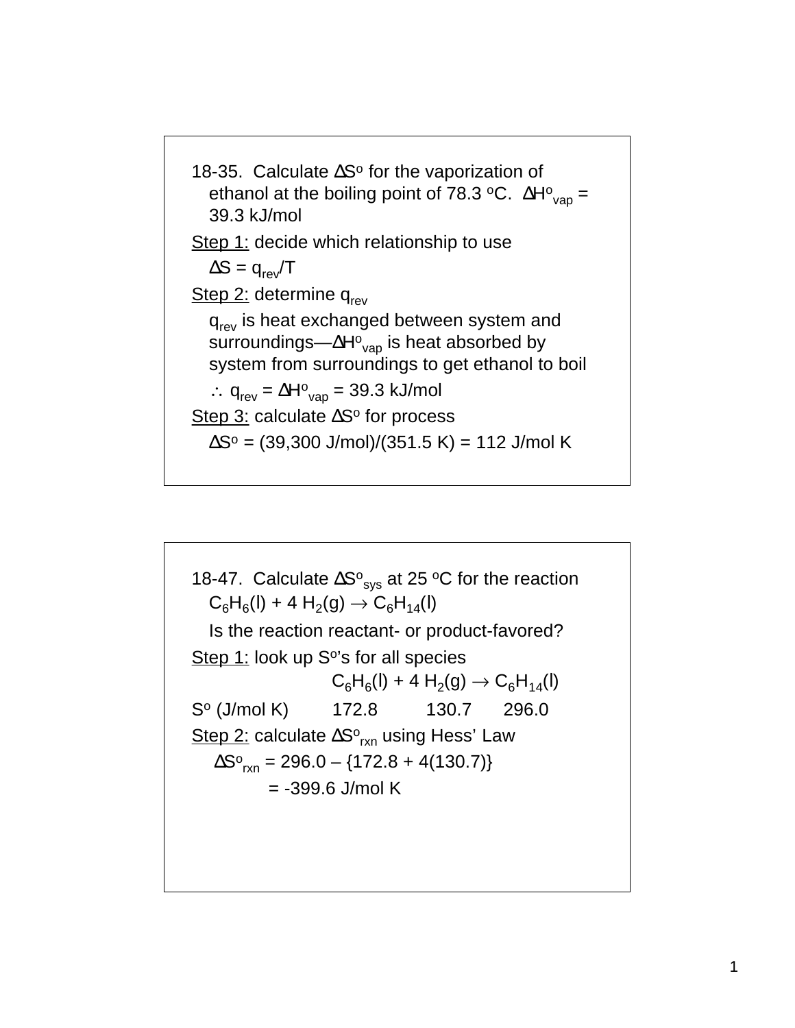18-35. Calculate $\Delta S^o$ for the vaporization of ethanol at the boiling point of 78.3 $^oC$. $\Delta H^o_{vap}$ = 39.3 kJ/mol

Step 1: decide which relationship to use

$\Delta S = q_{rev}/T$

Step 2: determine $q_{rev}$

$q_{rev}$ is heat exchanged between system and surroundings—$\Delta H^o_{vap}$ is heat absorbed by system from surroundings to get ethanol to boil

$\therefore$ $q_{rev} = \Delta H^o_{vap}$ = 39.3 kJ/mol

Step 3: calculate $\Delta S^o$ for process

$\Delta S^o$ = (39,300 J/mol)/(351.5 K) = 112 J/mol K

18-47. Calculate $\Delta S^o_{sys}$ at 25 $^oC$ for the reaction $C_6H_6(l) + 4\ H_2(g) \rightarrow C_6H_{14}(l)$

Is the reaction reactant- or product-favored?

Step 1: look up $S^o$'s for all species

| | $C_6H_6(l)$ | + 4 $H_2(g)$ | $\rightarrow C_6H_{14}(l)$ |
|---|---|---|---|
| $S^o$ (J/mol K) | 172.8 | 130.7 | 296.0 |

Step 2: calculate $\Delta S^o_{rxn}$ using Hess' Law

$\Delta S^o_{rxn}$ = 296.0 – {172.8 + 4(130.7)}

= -399.6 J/mol K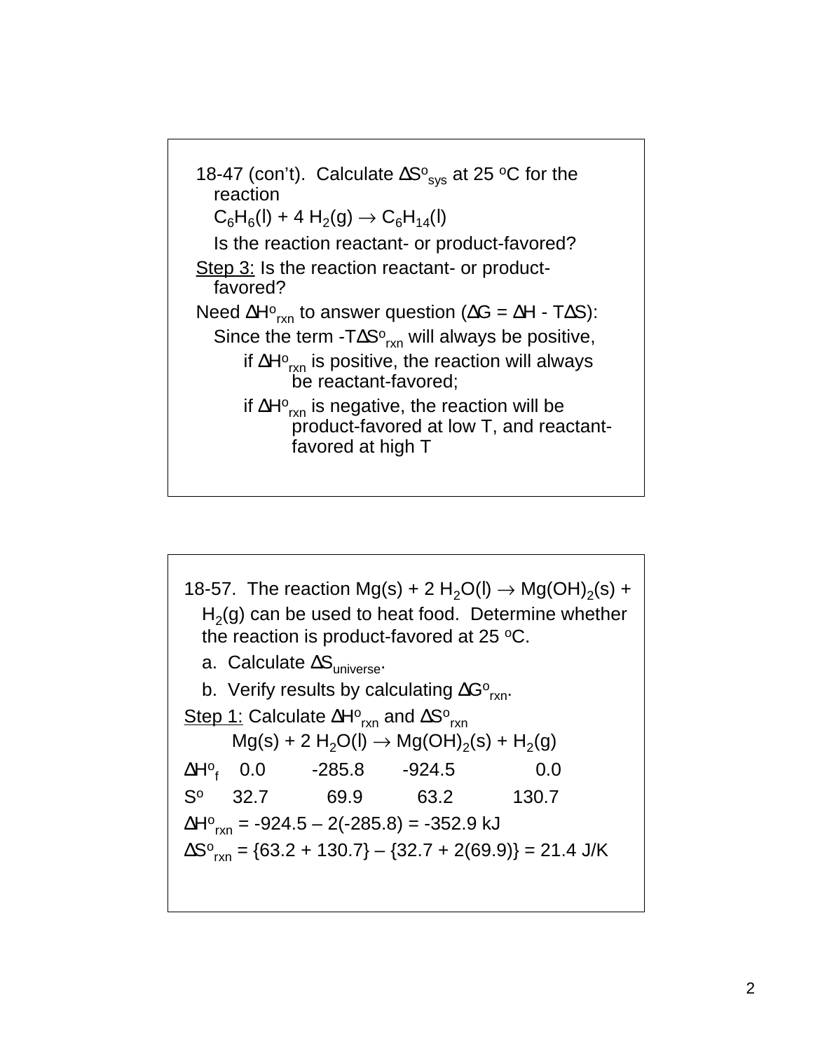18-47 (con't). Calculate $\Delta S^o_{sys}$ at 25 $^oC$ for the reaction

$C_6H_6(l) + 4\ H_2(g) \rightarrow C_6H_{14}(l)$

Is the reaction reactant- or product-favored?

Step 3: Is the reaction reactant- or product-favored?

Need $\Delta H^o_{rxn}$ to answer question ($\Delta G = \Delta H - T\Delta S$):

Since the term $-T\Delta S^o_{rxn}$ will always be positive,

- if $\Delta H^o_{rxn}$ is positive, the reaction will always be reactant-favored;
- if $\Delta H^o_{rxn}$ is negative, the reaction will be product-favored at low T, and reactant-favored at high T

18-57. The reaction $Mg(s) + 2\ H_2O(l) \rightarrow Mg(OH)_2(s) + H_2(g)$ can be used to heat food. Determine whether the reaction is product-favored at 25 $^oC$.

a. Calculate $\Delta S_{universe}$.

b. Verify results by calculating $\Delta G^o_{rxn}$.

Step 1: Calculate $\Delta H^o_{rxn}$ and $\Delta S^o_{rxn}$

| | $Mg(s)$ | $+\ 2\ H_2O(l)$ | $\rightarrow Mg(OH)_2(s)$ | $+\ H_2(g)$ |
|---|---|---|---|---|
| $\Delta H^o_f$ | 0.0 | -285.8 | -924.5 | 0.0 |
| $S^o$ | 32.7 | 69.9 | 63.2 | 130.7 |

$\Delta H^o_{rxn} = -924.5 - 2(-285.8) = -352.9$ kJ

$\Delta S^o_{rxn} = \{63.2 + 130.7\} - \{32.7 + 2(69.9)\} = 21.4$ J/K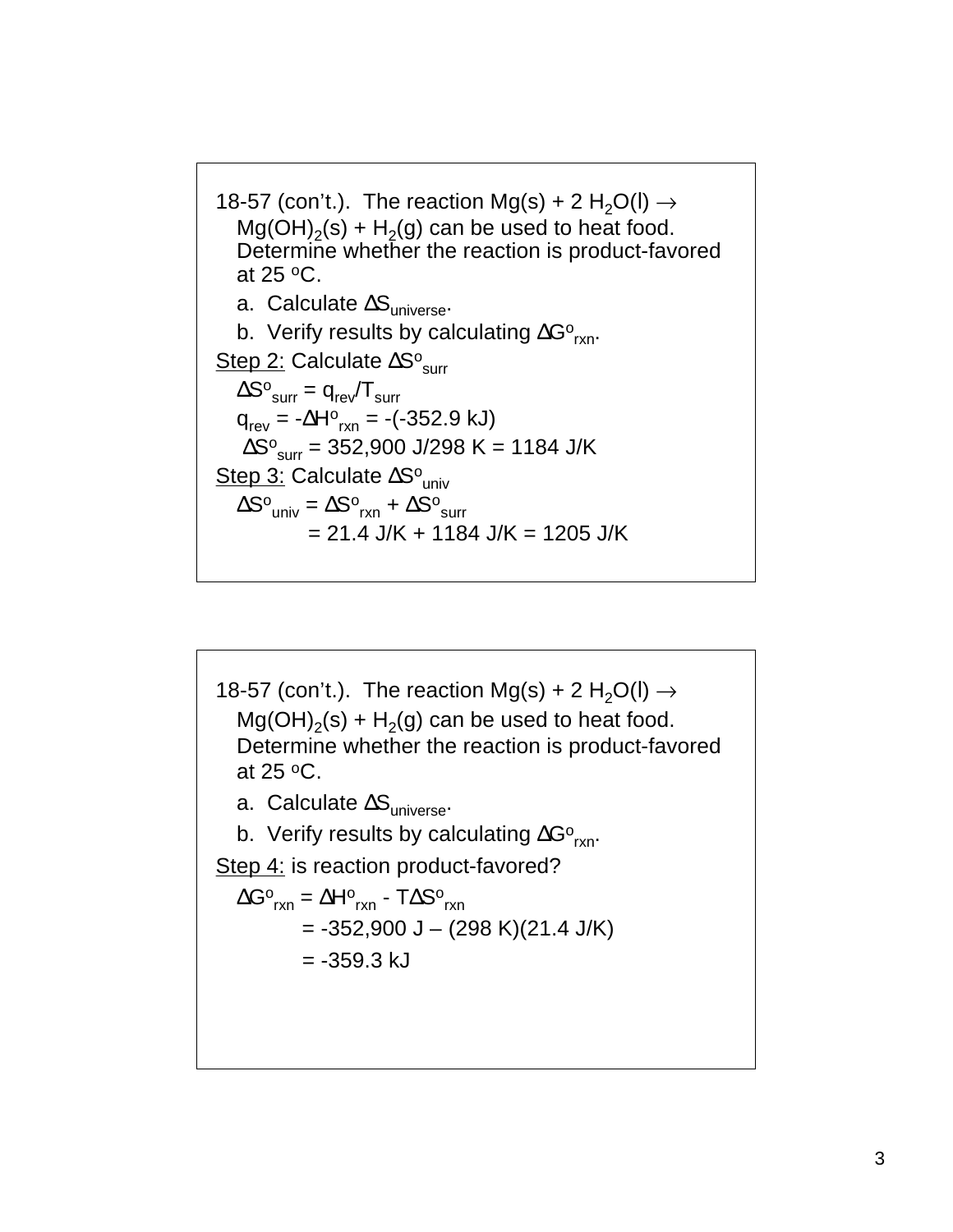18-57 (con't.). The reaction $Mg(s) + 2\,H_2O(l) \rightarrow Mg(OH)_2(s) + H_2(g)$ can be used to heat food. Determine whether the reaction is product-favored at 25 $^oC$.

a. Calculate $\Delta S_{universe}$.

b. Verify results by calculating $\Delta G^o_{rxn}$.

Step 2: Calculate $\Delta S^o_{surr}$

$\Delta S^o_{surr} = q_{rev}/T_{surr}$

$q_{rev} = -\Delta H^o_{rxn} = -(-352.9 \text{ kJ})$

$\Delta S^o_{surr} = 352{,}900 \text{ J}/298 \text{ K} = 1184 \text{ J/K}$

Step 3: Calculate $\Delta S^o_{univ}$

$\Delta S^o_{univ} = \Delta S^o_{rxn} + \Delta S^o_{surr}$

$= 21.4 \text{ J/K} + 1184 \text{ J/K} = 1205 \text{ J/K}$

18-57 (con't.). The reaction $Mg(s) + 2\,H_2O(l) \rightarrow Mg(OH)_2(s) + H_2(g)$ can be used to heat food. Determine whether the reaction is product-favored at 25 $^oC$.

a. Calculate $\Delta S_{universe}$.

b. Verify results by calculating $\Delta G^o_{rxn}$.

Step 4: is reaction product-favored?

$\Delta G^o_{rxn} = \Delta H^o_{rxn} - T\Delta S^o_{rxn}$

$= -352{,}900 \text{ J} - (298 \text{ K})(21.4 \text{ J/K})$

$= -359.3 \text{ kJ}$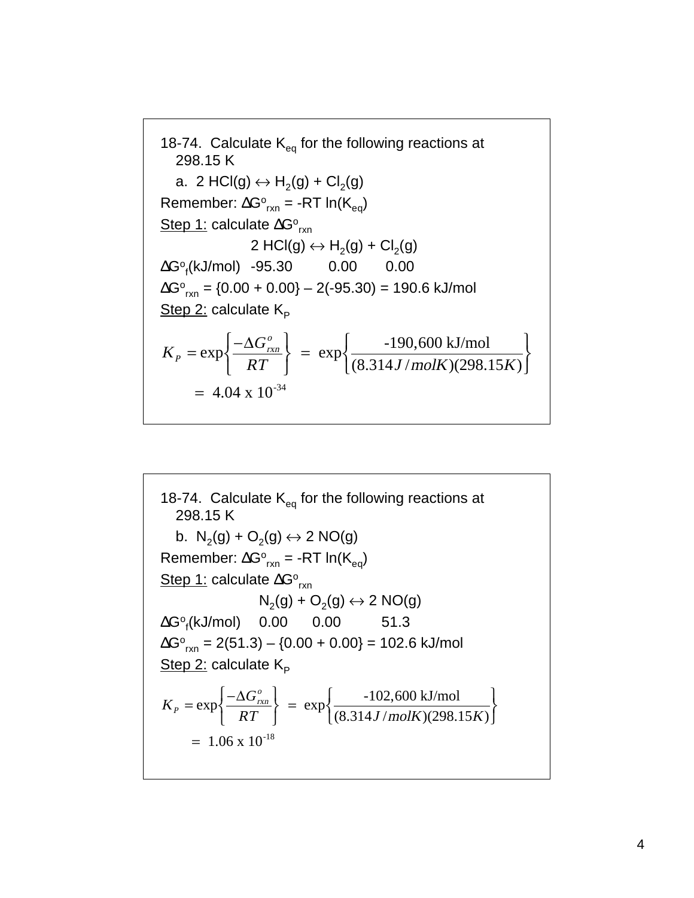18-74. Calculate $K_{eq}$ for the following reactions at 298.15 K

a. $2\ HCl(g) \leftrightarrow H_2(g) + Cl_2(g)$

Remember: $\Delta G^o_{rxn} = -RT \ln(K_{eq})$

Step 1: calculate $\Delta G^o_{rxn}$

| | $2\ HCl(g)$ | $\leftrightarrow$ | $H_2(g)$ | $+$ | $Cl_2(g)$ |
|---|---|---|---|---|---|
| $\Delta G^o_f$(kJ/mol) | -95.30 | | 0.00 | | 0.00 |

$\Delta G^o_{rxn}$ = {0.00 + 0.00} – 2(-95.30) = 190.6 kJ/mol

Step 2: calculate $K_P$

$$K_P = \exp\left\{\frac{-\Delta G^o_{rxn}}{RT}\right\} = \exp\left\{\frac{\text{-190,600 kJ/mol}}{(8.314 J/molK)(298.15K)}\right\}$$

$$= 4.04 \times 10^{-34}$$

18-74. Calculate $K_{eq}$ for the following reactions at 298.15 K

b. $N_2(g) + O_2(g) \leftrightarrow 2\ NO(g)$

Remember: $\Delta G^o_{rxn} = -RT \ln(K_{eq})$

Step 1: calculate $\Delta G^o_{rxn}$

| | $N_2(g)$ | $+$ | $O_2(g)$ | $\leftrightarrow$ | $2\ NO(g)$ |
|---|---|---|---|---|---|
| $\Delta G^o_f$(kJ/mol) | 0.00 | | 0.00 | | 51.3 |

$\Delta G^o_{rxn}$ = 2(51.3) – {0.00 + 0.00} = 102.6 kJ/mol

Step 2: calculate $K_P$

$$K_P = \exp\left\{\frac{-\Delta G^o_{rxn}}{RT}\right\} = \exp\left\{\frac{\text{-102,600 kJ/mol}}{(8.314 J/molK)(298.15K)}\right\}$$

$$= 1.06 \times 10^{-18}$$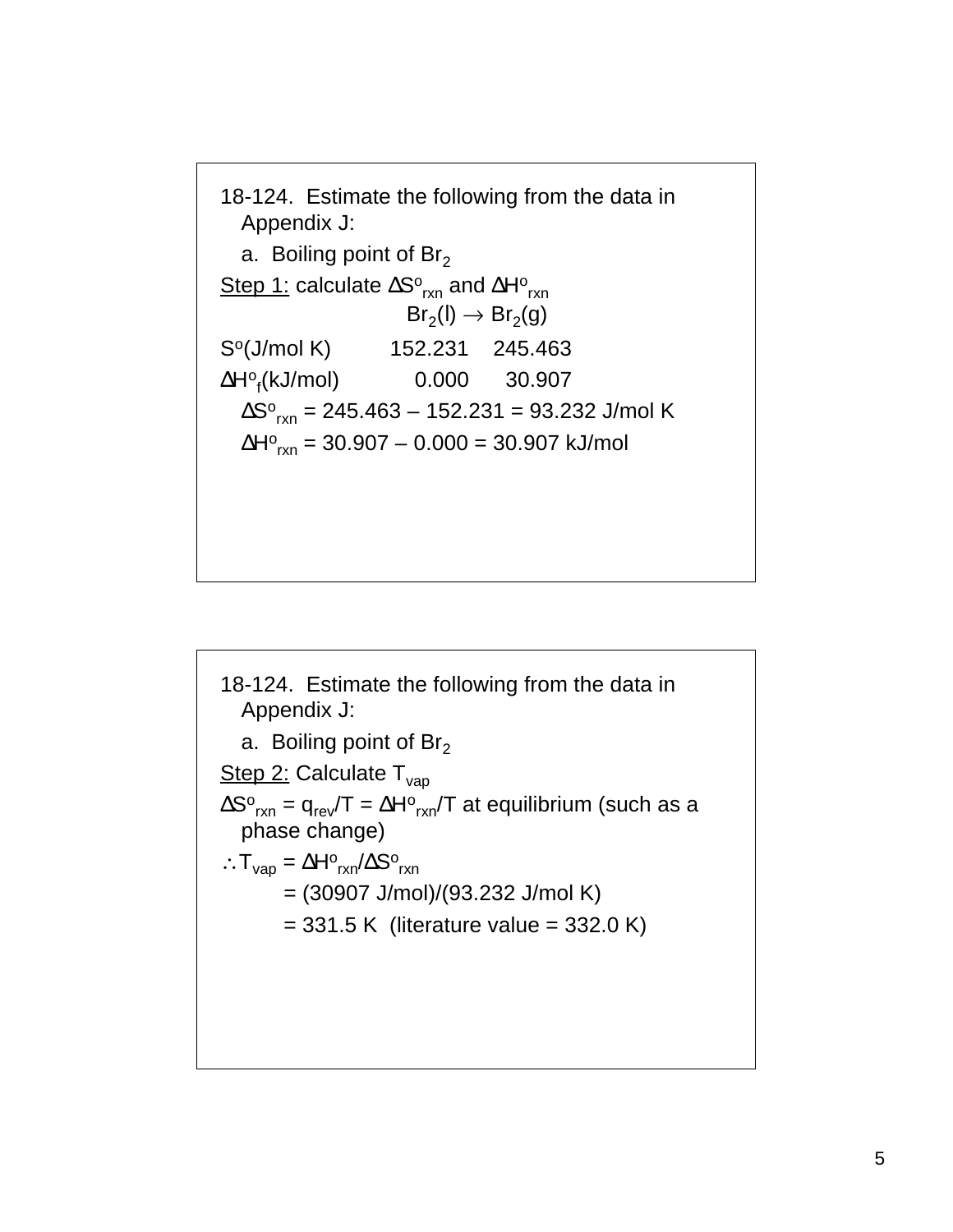18-124. Estimate the following from the data in Appendix J:

a. Boiling point of $Br_2$

Step 1: calculate $\Delta S^o_{rxn}$ and $\Delta H^o_{rxn}$

$$Br_2(l) \rightarrow Br_2(g)$$

| | $Br_2(l)$ | $Br_2(g)$ |
|---|---|---|
| $S^o$(J/mol K) | 152.231 | 245.463 |
| $\Delta H^o_f$(kJ/mol) | 0.000 | 30.907 |

$\Delta S^o_{rxn}$ = 245.463 – 152.231 = 93.232 J/mol K

$\Delta H^o_{rxn}$ = 30.907 – 0.000 = 30.907 kJ/mol

18-124. Estimate the following from the data in Appendix J:

a. Boiling point of $Br_2$

Step 2: Calculate $T_{vap}$

$\Delta S^o_{rxn} = q_{rev}/T = \Delta H^o_{rxn}/T$ at equilibrium (such as a phase change)

$\therefore T_{vap} = \Delta H^o_{rxn}/\Delta S^o_{rxn}$

= (30907 J/mol)/(93.232 J/mol K)

= 331.5 K (literature value = 332.0 K)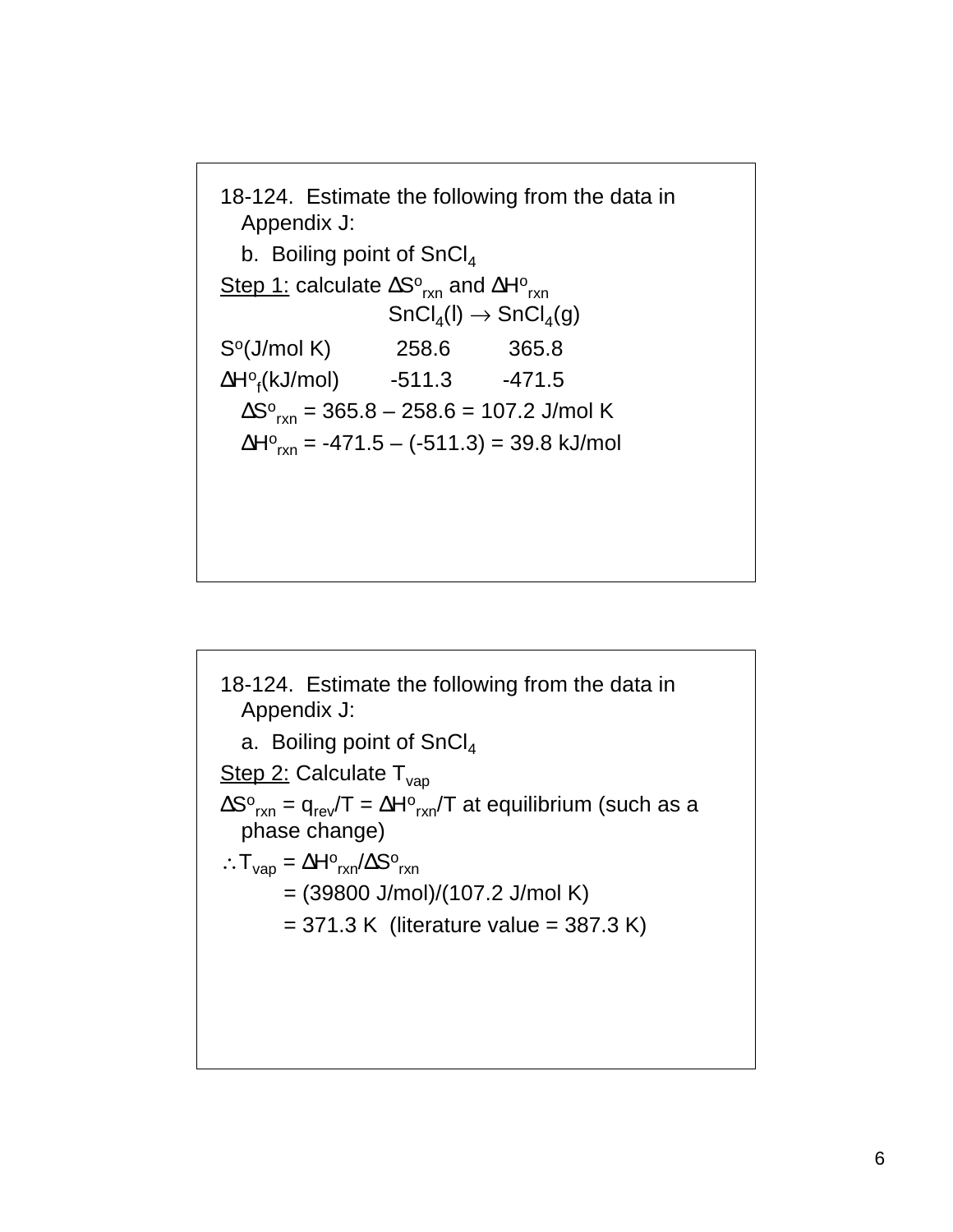18-124. Estimate the following from the data in Appendix J:

b. Boiling point of $SnCl_4$

Step 1: calculate $\Delta S^o_{rxn}$ and $\Delta H^o_{rxn}$

| | $SnCl_4(l) \rightarrow$ | $SnCl_4(g)$ |
|---|---|---|
| $S^o$(J/mol K) | 258.6 | 365.8 |
| $\Delta H^o_f$(kJ/mol) | -511.3 | -471.5 |

$\Delta S^o_{rxn}$ = 365.8 – 258.6 = 107.2 J/mol K

$\Delta H^o_{rxn}$ = -471.5 – (-511.3) = 39.8 kJ/mol

18-124. Estimate the following from the data in Appendix J:

a. Boiling point of $SnCl_4$

Step 2: Calculate $T_{vap}$

$\Delta S^o_{rxn} = q_{rev}/T = \Delta H^o_{rxn}/T$ at equilibrium (such as a phase change)

$\therefore T_{vap} = \Delta H^o_{rxn}/\Delta S^o_{rxn}$

= (39800 J/mol)/(107.2 J/mol K)

= 371.3 K (literature value = 387.3 K)